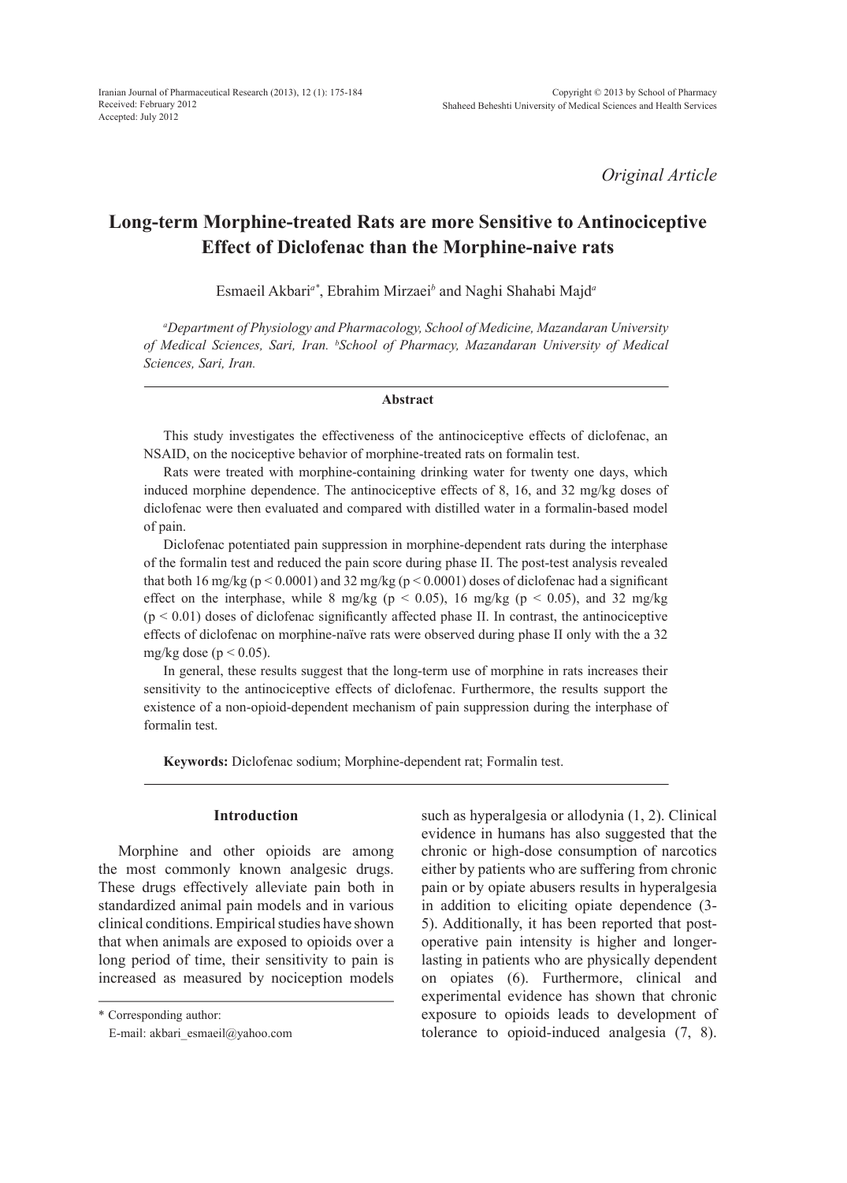Original Article

# Long-term Morphine-treated Rats are more Sensitive to Antinociceptive Effect of Diclofenac than the Morphine-naive rats

Esmaeil Akbari[a*], Ebrahim Mirzaei[b] and Naghi Shahabi Majd[a]

[a]*Department of Physiology and Pharmacology, School of Medicine, Mazandaran University of Medical Sciences, Sari, Iran.* [b]*School of Pharmacy, Mazandaran University of Medical Sciences, Sari, Iran.*

## Abstract

This study investigates the effectiveness of the antinociceptive effects of diclofenac, an NSAID, on the nociceptive behavior of morphine-treated rats on formalin test.

Rats were treated with morphine-containing drinking water for twenty one days, which induced morphine dependence. The antinociceptive effects of 8, 16, and 32 mg/kg doses of diclofenac were then evaluated and compared with distilled water in a formalin-based model of pain.

Diclofenac potentiated pain suppression in morphine-dependent rats during the interphase of the formalin test and reduced the pain score during phase II. The post-test analysis revealed that both 16 mg/kg ($p < 0.0001$) and 32 mg/kg ($p < 0.0001$) doses of diclofenac had a significant effect on the interphase, while 8 mg/kg ($p < 0.05$), 16 mg/kg ($p < 0.05$), and 32 mg/kg ($p < 0.01$) doses of diclofenac significantly affected phase II. In contrast, the antinociceptive effects of diclofenac on morphine-naïve rats were observed during phase II only with the a 32 mg/kg dose ($p < 0.05$).

In general, these results suggest that the long-term use of morphine in rats increases their sensitivity to the antinociceptive effects of diclofenac. Furthermore, the results support the existence of a non-opioid-dependent mechanism of pain suppression during the interphase of formalin test.

**Keywords:** Diclofenac sodium; Morphine-dependent rat; Formalin test.

## Introduction

Morphine and other opioids are among the most commonly known analgesic drugs. These drugs effectively alleviate pain both in standardized animal pain models and in various clinical conditions. Empirical studies have shown that when animals are exposed to opioids over a long period of time, their sensitivity to pain is increased as measured by nociception models such as hyperalgesia or allodynia (1, 2). Clinical evidence in humans has also suggested that the chronic or high-dose consumption of narcotics either by patients who are suffering from chronic pain or by opiate abusers results in hyperalgesia in addition to eliciting opiate dependence (3-5). Additionally, it has been reported that post-operative pain intensity is higher and longer-lasting in patients who are physically dependent on opiates (6). Furthermore, clinical and experimental evidence has shown that chronic exposure to opioids leads to development of tolerance to opioid-induced analgesia (7, 8).

\* Corresponding author:
E-mail: akbari_esmaeil@yahoo.com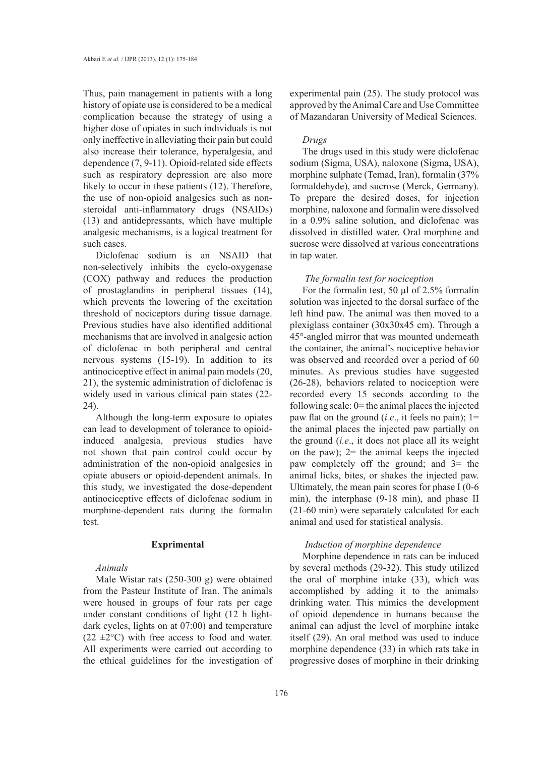Thus, pain management in patients with a long history of opiate use is considered to be a medical complication because the strategy of using a higher dose of opiates in such individuals is not only ineffective in alleviating their pain but could also increase their tolerance, hyperalgesia, and dependence (7, 9-11). Opioid-related side effects such as respiratory depression are also more likely to occur in these patients (12). Therefore, the use of non-opioid analgesics such as non-steroidal anti-inflammatory drugs (NSAIDs) (13) and antidepressants, which have multiple analgesic mechanisms, is a logical treatment for such cases.

Diclofenac sodium is an NSAID that non-selectively inhibits the cyclo-oxygenase (COX) pathway and reduces the production of prostaglandins in peripheral tissues (14), which prevents the lowering of the excitation threshold of nociceptors during tissue damage. Previous studies have also identified additional mechanisms that are involved in analgesic action of diclofenac in both peripheral and central nervous systems (15-19). In addition to its antinociceptive effect in animal pain models (20, 21), the systemic administration of diclofenac is widely used in various clinical pain states (22-24).

Although the long-term exposure to opiates can lead to development of tolerance to opioid-induced analgesia, previous studies have not shown that pain control could occur by administration of the non-opioid analgesics in opiate abusers or opioid-dependent animals. In this study, we investigated the dose-dependent antinociceptive effects of diclofenac sodium in morphine-dependent rats during the formalin test.

## Exprimental

### *Animals*

Male Wistar rats (250-300 g) were obtained from the Pasteur Institute of Iran. The animals were housed in groups of four rats per cage under constant conditions of light (12 h light-dark cycles, lights on at 07:00) and temperature (22 ±2°C) with free access to food and water. All experiments were carried out according to the ethical guidelines for the investigation of experimental pain (25). The study protocol was approved by the Animal Care and Use Committee of Mazandaran University of Medical Sciences.

### *Drugs*

The drugs used in this study were diclofenac sodium (Sigma, USA), naloxone (Sigma, USA), morphine sulphate (Temad, Iran), formalin (37% formaldehyde), and sucrose (Merck, Germany). To prepare the desired doses, for injection morphine, naloxone and formalin were dissolved in a 0.9% saline solution, and diclofenac was dissolved in distilled water. Oral morphine and sucrose were dissolved at various concentrations in tap water.

### *The formalin test for nociception*

For the formalin test, 50 µl of 2.5% formalin solution was injected to the dorsal surface of the left hind paw. The animal was then moved to a plexiglass container (30x30x45 cm). Through a 45°-angled mirror that was mounted underneath the container, the animal's nociceptive behavior was observed and recorded over a period of 60 minutes. As previous studies have suggested (26-28), behaviors related to nociception were recorded every 15 seconds according to the following scale: 0= the animal places the injected paw flat on the ground (*i.e*., it feels no pain); 1= the animal places the injected paw partially on the ground (*i.e*., it does not place all its weight on the paw); 2= the animal keeps the injected paw completely off the ground; and 3= the animal licks, bites, or shakes the injected paw. Ultimately, the mean pain scores for phase I (0-6 min), the interphase (9-18 min), and phase II (21-60 min) were separately calculated for each animal and used for statistical analysis.

### *Induction of morphine dependence*

Morphine dependence in rats can be induced by several methods (29-32). This study utilized the oral of morphine intake (33), which was accomplished by adding it to the animals› drinking water. This mimics the development of opioid dependence in humans because the animal can adjust the level of morphine intake itself (29). An oral method was used to induce morphine dependence (33) in which rats take in progressive doses of morphine in their drinking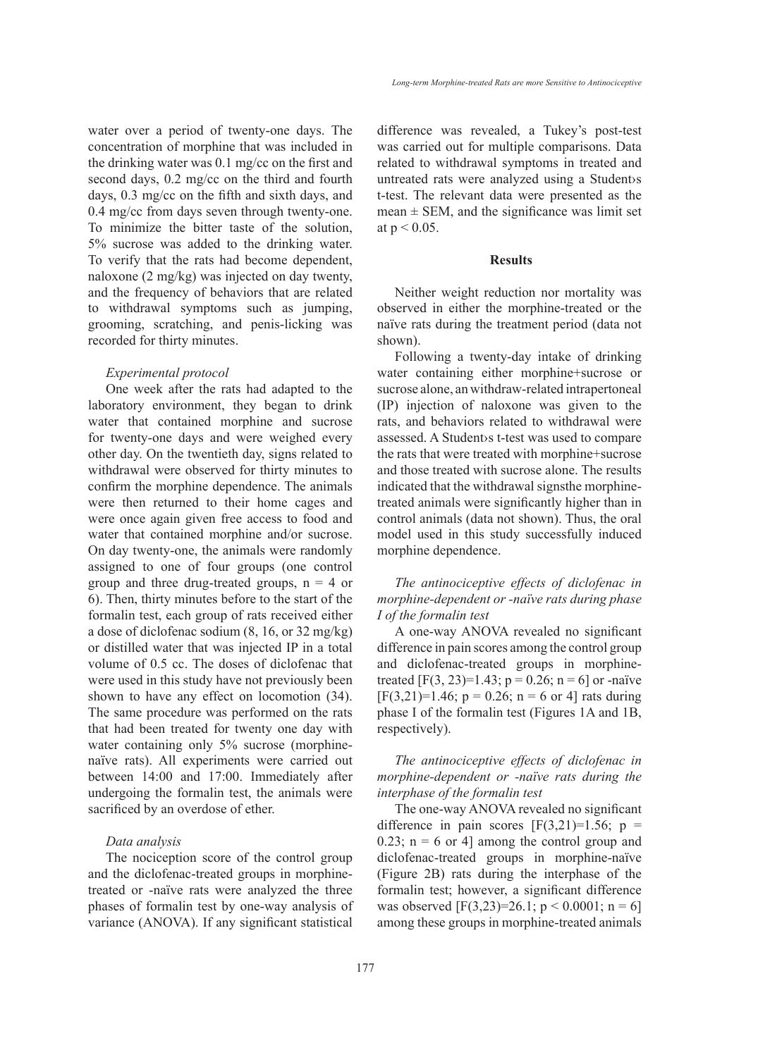water over a period of twenty-one days. The concentration of morphine that was included in the drinking water was 0.1 mg/cc on the first and second days, 0.2 mg/cc on the third and fourth days, 0.3 mg/cc on the fifth and sixth days, and 0.4 mg/cc from days seven through twenty-one. To minimize the bitter taste of the solution, 5% sucrose was added to the drinking water. To verify that the rats had become dependent, naloxone (2 mg/kg) was injected on day twenty, and the frequency of behaviors that are related to withdrawal symptoms such as jumping, grooming, scratching, and penis-licking was recorded for thirty minutes.

*Experimental protocol*

One week after the rats had adapted to the laboratory environment, they began to drink water that contained morphine and sucrose for twenty-one days and were weighed every other day. On the twentieth day, signs related to withdrawal were observed for thirty minutes to confirm the morphine dependence. The animals were then returned to their home cages and were once again given free access to food and water that contained morphine and/or sucrose. On day twenty-one, the animals were randomly assigned to one of four groups (one control group and three drug-treated groups, n = 4 or 6). Then, thirty minutes before to the start of the formalin test, each group of rats received either a dose of diclofenac sodium (8, 16, or 32 mg/kg) or distilled water that was injected IP in a total volume of 0.5 cc. The doses of diclofenac that were used in this study have not previously been shown to have any effect on locomotion (34). The same procedure was performed on the rats that had been treated for twenty one day with water containing only 5% sucrose (morphine-naïve rats). All experiments were carried out between 14:00 and 17:00. Immediately after undergoing the formalin test, the animals were sacrificed by an overdose of ether.

*Data analysis*

The nociception score of the control group and the diclofenac-treated groups in morphine-treated or -naïve rats were analyzed the three phases of formalin test by one-way analysis of variance (ANOVA). If any significant statistical difference was revealed, a Tukey's post-test was carried out for multiple comparisons. Data related to withdrawal symptoms in treated and untreated rats were analyzed using a Student›s t-test. The relevant data were presented as the mean ± SEM, and the significance was limit set at $p < 0.05$.

## Results

Neither weight reduction nor mortality was observed in either the morphine-treated or the naïve rats during the treatment period (data not shown).

Following a twenty-day intake of drinking water containing either morphine+sucrose or sucrose alone, an withdraw-related intrapertoneal (IP) injection of naloxone was given to the rats, and behaviors related to withdrawal were assessed. A Student›s t-test was used to compare the rats that were treated with morphine+sucrose and those treated with sucrose alone. The results indicated that the withdrawal signsthe morphine-treated animals were significantly higher than in control animals (data not shown). Thus, the oral model used in this study successfully induced morphine dependence.

*The antinociceptive effects of diclofenac in morphine-dependent or -naïve rats during phase I of the formalin test*

A one-way ANOVA revealed no significant difference in pain scores among the control group and diclofenac-treated groups in morphine-treated [$F(3, 23)=1.43$; $p = 0.26$; n = 6] or -naïve [$F(3,21)=1.46$; $p = 0.26$; n = 6 or 4] rats during phase I of the formalin test (Figures 1A and 1B, respectively).

*The antinociceptive effects of diclofenac in morphine-dependent or -naïve rats during the interphase of the formalin test*

The one-way ANOVA revealed no significant difference in pain scores [$F(3,21)=1.56$; $p = 0.23$; n = 6 or 4] among the control group and diclofenac-treated groups in morphine-naïve (Figure 2B) rats during the interphase of the formalin test; however, a significant difference was observed [$F(3,23)=26.1$; $p < 0.0001$; n = 6] among these groups in morphine-treated animals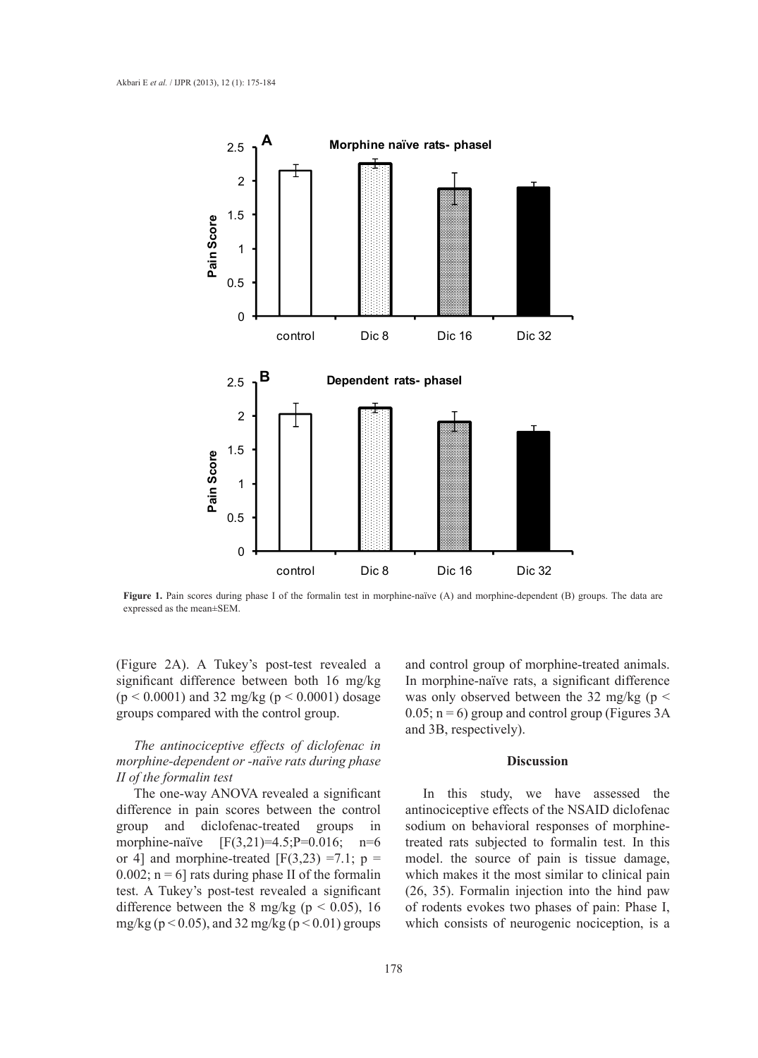**Figure 1.** Pain scores during phase I of the formalin test in morphine-naïve (A) and morphine-dependent (B) groups. The data are expressed as the mean±SEM.

(Figure 2A). A Tukey's post-test revealed a significant difference between both 16 mg/kg ($p < 0.0001$) and 32 mg/kg ($p < 0.0001$) dosage groups compared with the control group.

*The antinociceptive effects of diclofenac in morphine-dependent or -naïve rats during phase II of the formalin test*

The one-way ANOVA revealed a significant difference in pain scores between the control group and diclofenac-treated groups in morphine-naïve [$F(3,21)=4.5; P=0.016$; n=6 or 4] and morphine-treated [$F(3,23)=7.1$; $p = 0.002$; n = 6] rats during phase II of the formalin test. A Tukey's post-test revealed a significant difference between the 8 mg/kg ($p < 0.05$), 16 mg/kg ($p < 0.05$), and 32 mg/kg ($p < 0.01$) groups and control group of morphine-treated animals. In morphine-naïve rats, a significant difference was only observed between the 32 mg/kg ($p < 0.05$; n = 6) group and control group (Figures 3A and 3B, respectively).

## Discussion

In this study, we have assessed the antinociceptive effects of the NSAID diclofenac sodium on behavioral responses of morphine-treated rats subjected to formalin test. In this model. the source of pain is tissue damage, which makes it the most similar to clinical pain (26, 35). Formalin injection into the hind paw of rodents evokes two phases of pain: Phase I, which consists of neurogenic nociception, is a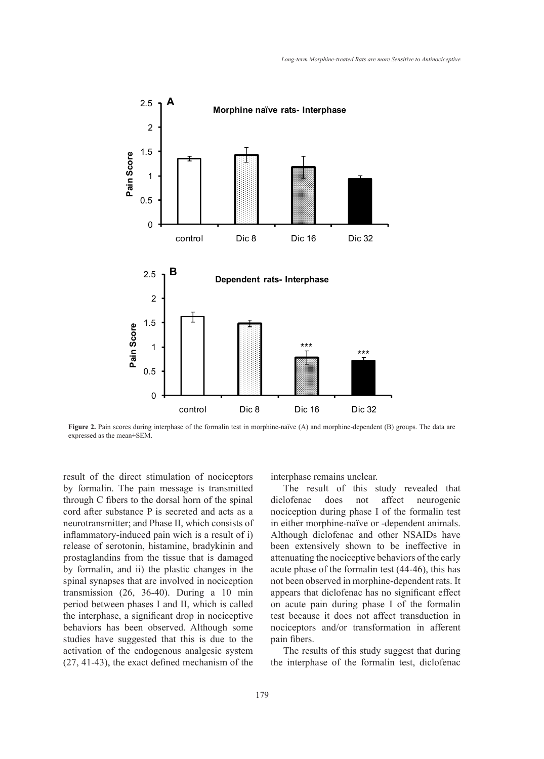**Figure 2.** Pain scores during interphase of the formalin test in morphine-naïve (A) and morphine-dependent (B) groups. The data are expressed as the mean±SEM.

result of the direct stimulation of nociceptors by formalin. The pain message is transmitted through C fibers to the dorsal horn of the spinal cord after substance P is secreted and acts as a neurotransmitter; and Phase II, which consists of inflammatory-induced pain wich is a result of i) release of serotonin, histamine, bradykinin and prostaglandins from the tissue that is damaged by formalin, and ii) the plastic changes in the spinal synapses that are involved in nociception transmission (26, 36-40). During a 10 min period between phases I and II, which is called the interphase, a significant drop in nociceptive behaviors has been observed. Although some studies have suggested that this is due to the activation of the endogenous analgesic system (27, 41-43), the exact defined mechanism of the interphase remains unclear.

The result of this study revealed that diclofenac does not affect neurogenic nociception during phase I of the formalin test in either morphine-naïve or -dependent animals. Although diclofenac and other NSAIDs have been extensively shown to be ineffective in attenuating the nociceptive behaviors of the early acute phase of the formalin test (44-46), this has not been observed in morphine-dependent rats. It appears that diclofenac has no significant effect on acute pain during phase I of the formalin test because it does not affect transduction in nociceptors and/or transformation in afferent pain fibers.

The results of this study suggest that during the interphase of the formalin test, diclofenac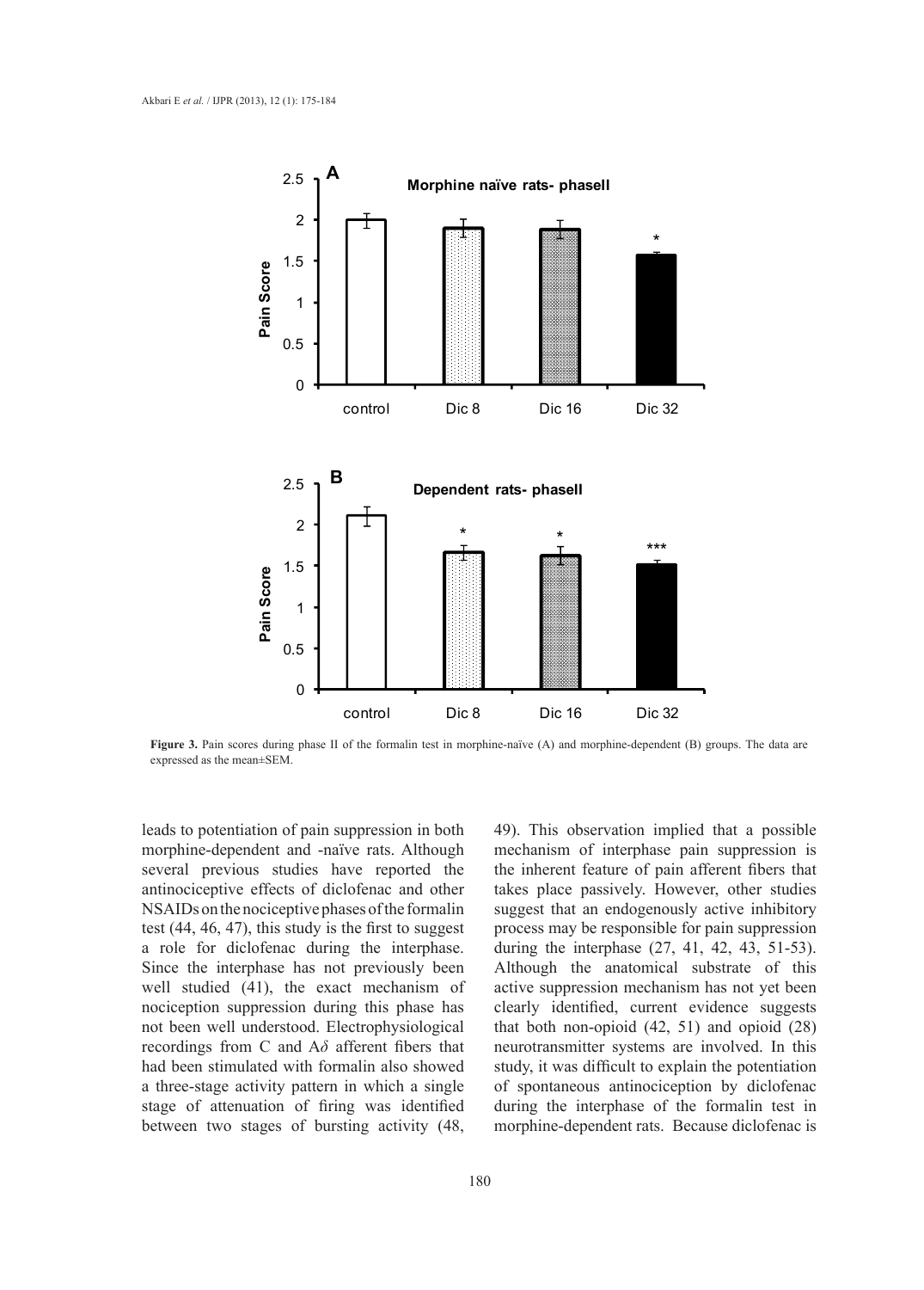**Figure 3.** Pain scores during phase II of the formalin test in morphine-naïve (A) and morphine-dependent (B) groups. The data are expressed as the mean±SEM.

leads to potentiation of pain suppression in both morphine-dependent and -naïve rats. Although several previous studies have reported the antinociceptive effects of diclofenac and other NSAIDs on the nociceptive phases of the formalin test (44, 46, 47), this study is the first to suggest a role for diclofenac during the interphase. Since the interphase has not previously been well studied (41), the exact mechanism of nociception suppression during this phase has not been well understood. Electrophysiological recordings from C and A$\delta$ afferent fibers that had been stimulated with formalin also showed a three-stage activity pattern in which a single stage of attenuation of firing was identified between two stages of bursting activity (48, 49). This observation implied that a possible mechanism of interphase pain suppression is the inherent feature of pain afferent fibers that takes place passively. However, other studies suggest that an endogenously active inhibitory process may be responsible for pain suppression during the interphase (27, 41, 42, 43, 51-53). Although the anatomical substrate of this active suppression mechanism has not yet been clearly identified, current evidence suggests that both non-opioid (42, 51) and opioid (28) neurotransmitter systems are involved. In this study, it was difficult to explain the potentiation of spontaneous antinociception by diclofenac during the interphase of the formalin test in morphine-dependent rats. Because diclofenac is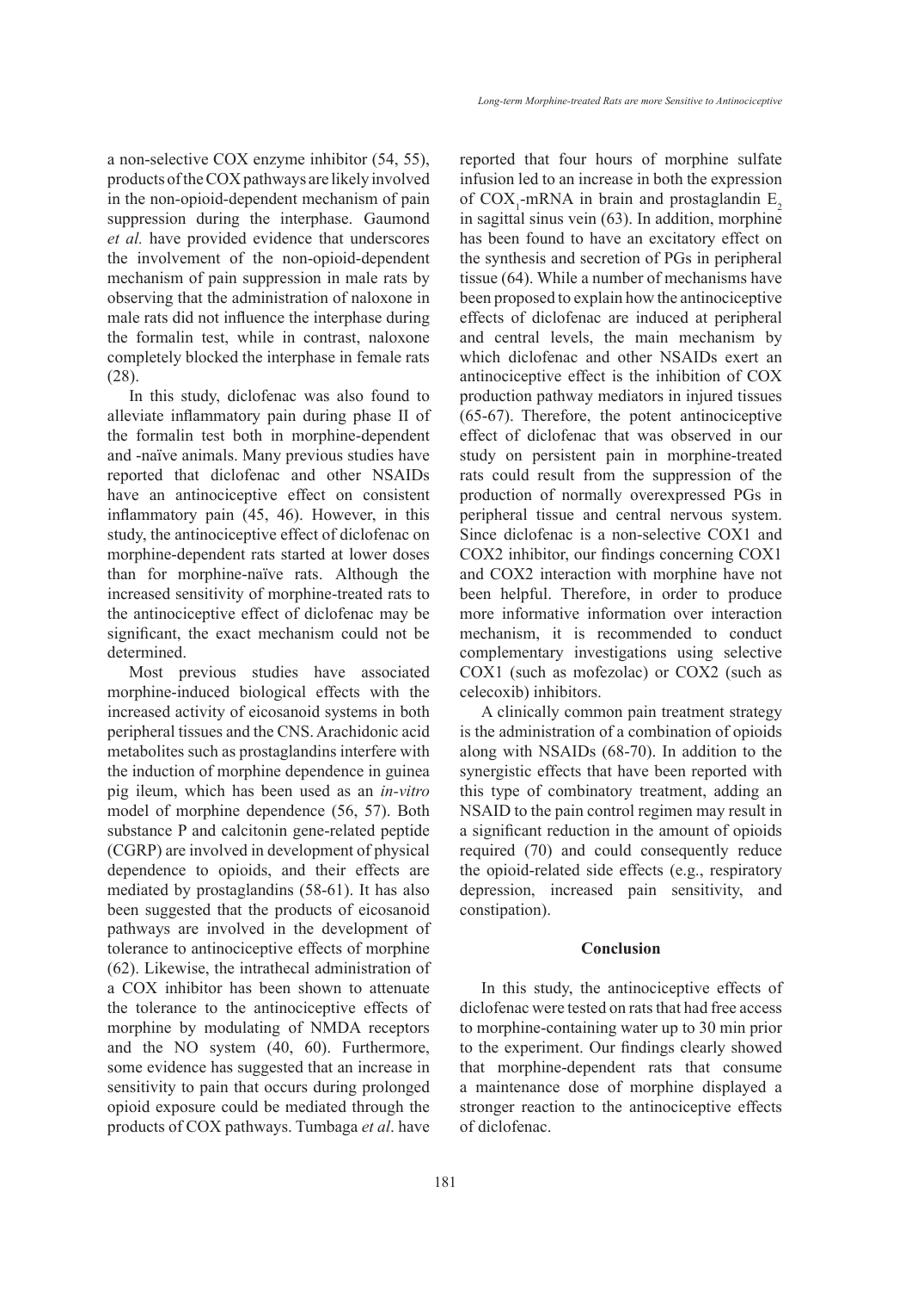a non-selective COX enzyme inhibitor (54, 55), products of the COX pathways are likely involved in the non-opioid-dependent mechanism of pain suppression during the interphase. Gaumond *et al.* have provided evidence that underscores the involvement of the non-opioid-dependent mechanism of pain suppression in male rats by observing that the administration of naloxone in male rats did not influence the interphase during the formalin test, while in contrast, naloxone completely blocked the interphase in female rats (28).

In this study, diclofenac was also found to alleviate inflammatory pain during phase II of the formalin test both in morphine-dependent and -naïve animals. Many previous studies have reported that diclofenac and other NSAIDs have an antinociceptive effect on consistent inflammatory pain (45, 46). However, in this study, the antinociceptive effect of diclofenac on morphine-dependent rats started at lower doses than for morphine-naïve rats. Although the increased sensitivity of morphine-treated rats to the antinociceptive effect of diclofenac may be significant, the exact mechanism could not be determined.

Most previous studies have associated morphine-induced biological effects with the increased activity of eicosanoid systems in both peripheral tissues and the CNS. Arachidonic acid metabolites such as prostaglandins interfere with the induction of morphine dependence in guinea pig ileum, which has been used as an *in-vitro* model of morphine dependence (56, 57). Both substance P and calcitonin gene-related peptide (CGRP) are involved in development of physical dependence to opioids, and their effects are mediated by prostaglandins (58-61). It has also been suggested that the products of eicosanoid pathways are involved in the development of tolerance to antinociceptive effects of morphine (62). Likewise, the intrathecal administration of a COX inhibitor has been shown to attenuate the tolerance to the antinociceptive effects of morphine by modulating of NMDA receptors and the NO system (40, 60). Furthermore, some evidence has suggested that an increase in sensitivity to pain that occurs during prolonged opioid exposure could be mediated through the products of COX pathways. Tumbaga *et al*. have reported that four hours of morphine sulfate infusion led to an increase in both the expression of $COX_1$-mRNA in brain and prostaglandin $E_2$ in sagittal sinus vein (63). In addition, morphine has been found to have an excitatory effect on the synthesis and secretion of PGs in peripheral tissue (64). While a number of mechanisms have been proposed to explain how the antinociceptive effects of diclofenac are induced at peripheral and central levels, the main mechanism by which diclofenac and other NSAIDs exert an antinociceptive effect is the inhibition of COX production pathway mediators in injured tissues (65-67). Therefore, the potent antinociceptive effect of diclofenac that was observed in our study on persistent pain in morphine-treated rats could result from the suppression of the production of normally overexpressed PGs in peripheral tissue and central nervous system. Since diclofenac is a non-selective COX1 and COX2 inhibitor, our findings concerning COX1 and COX2 interaction with morphine have not been helpful. Therefore, in order to produce more informative information over interaction mechanism, it is recommended to conduct complementary investigations using selective COX1 (such as mofezolac) or COX2 (such as celecoxib) inhibitors.

A clinically common pain treatment strategy is the administration of a combination of opioids along with NSAIDs (68-70). In addition to the synergistic effects that have been reported with this type of combinatory treatment, adding an NSAID to the pain control regimen may result in a significant reduction in the amount of opioids required (70) and could consequently reduce the opioid-related side effects (e.g., respiratory depression, increased pain sensitivity, and constipation).

## Conclusion

In this study, the antinociceptive effects of diclofenac were tested on rats that had free access to morphine-containing water up to 30 min prior to the experiment. Our findings clearly showed that morphine-dependent rats that consume a maintenance dose of morphine displayed a stronger reaction to the antinociceptive effects of diclofenac.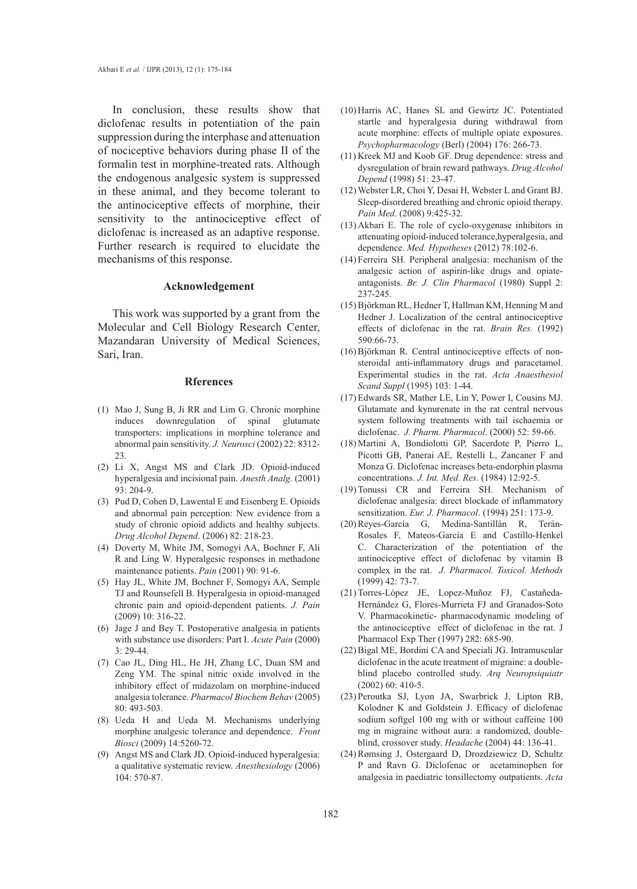In conclusion, these results show that diclofenac results in potentiation of the pain suppression during the interphase and attenuation of nociceptive behaviors during phase II of the formalin test in morphine-treated rats. Although the endogenous analgesic system is suppressed in these animal, and they become tolerant to the antinociceptive effects of morphine, their sensitivity to the antinociceptive effect of diclofenac is increased as an adaptive response. Further research is required to elucidate the mechanisms of this response.

### Acknowledgement

This work was supported by a grant from the Molecular and Cell Biology Research Center, Mazandaran University of Medical Sciences, Sari, Iran.

### Rferences

(1) Mao J, Sung B, Ji RR and Lim G. Chronic morphine induces downregulation of spinal glutamate transporters: implications in morphine tolerance and abnormal pain sensitivity. *J. Neurosci* (2002) 22: 8312-23.

(2) Li X, Angst MS and Clark JD. Opioid-induced hyperalgesia and incisional pain. *Anesth Analg.* (2001) 93: 204-9.

(3) Pud D, Cohen D, Lawental E and Eisenberg E. Opioids and abnormal pain perception: New evidence from a study of chronic opioid addicts and healthy subjects. *Drug Alcohol Depend*. (2006) 82: 218-23.

(4) Doverty M, White JM, Somogyi AA, Bochner F, Ali R and Ling W. Hyperalgesic responses in methadone maintenance patients. *Pain* (2001) 90: 91-6.

(5) Hay JL, White JM, Bochner F, Somogyi AA, Semple TJ and Rounsefell B. Hyperalgesia in opioid-managed chronic pain and opioid-dependent patients. *J. Pain* (2009) 10: 316-22.

(6) Jage J and Bey T. Postoperative analgesia in patients with substance use disorders: Part I. *Acute Pain* (2000) 3: 29-44.

(7) Cao JL, Ding HL, He JH, Zhang LC, Duan SM and Zeng YM. The spinal nitric oxide involved in the inhibitory effect of midazolam on morphine-induced analgesia tolerance. *Pharmacol Biochem Behav* (2005) 80: 493-503.

(8) Ueda H and Ueda M. Mechanisms underlying morphine analgesic tolerance and dependence. *Front Biosci* (2009) 14:5260-72.

(9) Angst MS and Clark JD. Opioid-induced hyperalgesia: a qualitative systematic review. *Anesthesiology* (2006) 104: 570-87.

(10) Harris AC, Hanes SL and Gewirtz JC. Potentiated startle and hyperalgesia during withdrawal from acute morphine: effects of multiple opiate exposures. *Psychopharmacology* (Berl) (2004) 176: 266-73.

(11) Kreek MJ and Koob GF. Drug dependence: stress and dysregulation of brain reward pathways. *Drug Alcohol Depend* (1998) 51: 23-47.

(12) Webster LR, Choi Y, Desai H, Webster L and Grant BJ. Sleep-disordered breathing and chronic opioid therapy. *Pain Med*. (2008) 9:425-32.

(13) Akbari E. The role of cyclo-oxygenase inhibitors in attenuating opioid-induced tolerance,hyperalgesia, and dependence. *Med. Hypotheses* (2012) 78:102-6.

(14) Ferreira SH. Peripheral analgesia: mechanism of the analgesic action of aspirin-like drugs and opiate-antagonists. *Br. J. Clin Pharmacol* (1980) Suppl 2: 237-245.

(15) Björkman RL, Hedner T, Hallman KM, Henning M and Hedner J. Localization of the central antinociceptive effects of diclofenac in the rat. *Brain Res.* (1992) 590:66-73.

(16) Björkman R. Central antinociceptive effects of non-steroidal anti-inflammatory drugs and paracetamol. Experimental studies in the rat. *Acta Anaesthesiol Scand Suppl* (1995) 103: 1-44.

(17) Edwards SR, Mather LE, Lin Y, Power I, Cousins MJ. Glutamate and kynurenate in the rat central nervous system following treatments with tail ischaemia or diclofenac. *J. Pharm. Pharmacol*. (2000) 52: 59-66.

(18) Martini A, Bondiolotti GP, Sacerdote P, Pierro L, Picotti GB, Panerai AE, Restelli L, Zancaner F and Monza G. Diclofenac increases beta-endorphin plasma concentrations. *J. Int. Med. Res*. (1984) 12:92-5.

(19) Tonussi CR and Ferreira SH. Mechanism of diclofenac analgesia: direct blockade of inflammatory sensitization. *Eur. J. Pharmacol*. (1994) 251: 173-9.

(20) Reyes-García G, Medina-Santillán R, Terán-Rosales F, Mateos-García E and Castillo-Henkel C. Characterization of the potentiation of the antinociceptive effect of diclofenac by vitamin B complex in the rat. *J. Pharmacol. Toxicol. Methods* (1999) 42: 73-7.

(21) Torres-López JE, Lopez-Muñoz FJ, Castañeda-Hernández G, Flores-Murrieta FJ and Granados-Soto V. Pharmacokinetic- pharmacodynamic modeling of the antinociceptive effect of diclofenac in the rat. J Pharmacol Exp Ther (1997) 282: 685-90.

(22) Bigal ME, Bordini CA and Speciali JG. Intramuscular diclofenac in the acute treatment of migraine: a double-blind placebo controlled study. *Arq Neuropsiquiatr* (2002) 60: 410-5.

(23) Peroutka SJ, Lyon JA, Swarbrick J, Lipton RB, Kolodner K and Goldstein J. Efficacy of diclofenac sodium softgel 100 mg with or without caffeine 100 mg in migraine without aura: a randomized, double-blind, crossover study. *Headache* (2004) 44: 136-41.

(24) Rømsing J, Ostergaard D, Drozdziewicz D, Schultz P and Ravn G. Diclofenac or acetaminophen for analgesia in paediatric tonsillectomy outpatients. *Acta*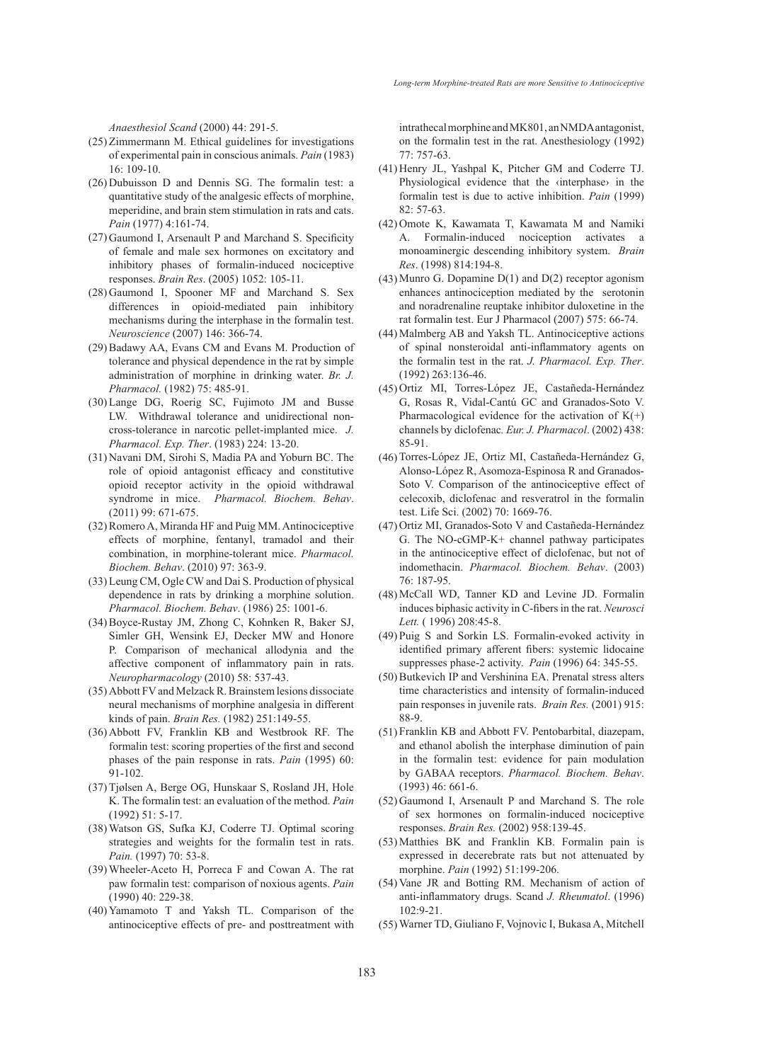*Anaesthesiol Scand* (2000) 44: 291-5.

(25) Zimmermann M. Ethical guidelines for investigations of experimental pain in conscious animals. *Pain* (1983) 16: 109-10.

(26) Dubuisson D and Dennis SG. The formalin test: a quantitative study of the analgesic effects of morphine, meperidine, and brain stem stimulation in rats and cats. *Pain* (1977) 4:161-74.

(27) Gaumond I, Arsenault P and Marchand S. Specificity of female and male sex hormones on excitatory and inhibitory phases of formalin-induced nociceptive responses. *Brain Res*. (2005) 1052: 105-11.

(28) Gaumond I, Spooner MF and Marchand S. Sex differences in opioid-mediated pain inhibitory mechanisms during the interphase in the formalin test. *Neuroscience* (2007) 146: 366-74.

(29) Badawy AA, Evans CM and Evans M. Production of tolerance and physical dependence in the rat by simple administration of morphine in drinking water. *Br. J. Pharmacol.* (1982) 75: 485-91.

(30) Lange DG, Roerig SC, Fujimoto JM and Busse LW. Withdrawal tolerance and unidirectional non-cross-tolerance in narcotic pellet-implanted mice. *J. Pharmacol. Exp. Ther*. (1983) 224: 13-20.

(31) Navani DM, Sirohi S, Madia PA and Yoburn BC. The role of opioid antagonist efficacy and constitutive opioid receptor activity in the opioid withdrawal syndrome in mice. *Pharmacol. Biochem. Behav*. (2011) 99: 671-675.

(32) Romero A, Miranda HF and Puig MM. Antinociceptive effects of morphine, fentanyl, tramadol and their combination, in morphine-tolerant mice. *Pharmacol. Biochem. Behav*. (2010) 97: 363-9.

(33) Leung CM, Ogle CW and Dai S. Production of physical dependence in rats by drinking a morphine solution. *Pharmacol. Biochem. Behav*. (1986) 25: 1001-6.

(34) Boyce-Rustay JM, Zhong C, Kohnken R, Baker SJ, Simler GH, Wensink EJ, Decker MW and Honore P. Comparison of mechanical allodynia and the affective component of inflammatory pain in rats. *Neuropharmacology* (2010) 58: 537-43.

(35) Abbott FV and Melzack R. Brainstem lesions dissociate neural mechanisms of morphine analgesia in different kinds of pain. *Brain Res.* (1982) 251:149-55.

(36) Abbott FV, Franklin KB and Westbrook RF. The formalin test: scoring properties of the first and second phases of the pain response in rats. *Pain* (1995) 60: 91-102.

(37) Tjølsen A, Berge OG, Hunskaar S, Rosland JH, Hole K. The formalin test: an evaluation of the method. *Pain* (1992) 51: 5-17.

(38) Watson GS, Sufka KJ, Coderre TJ. Optimal scoring strategies and weights for the formalin test in rats. *Pain.* (1997) 70: 53-8.

(39) Wheeler-Aceto H, Porreca F and Cowan A. The rat paw formalin test: comparison of noxious agents. *Pain* (1990) 40: 229-38.

(40) Yamamoto T and Yaksh TL. Comparison of the antinociceptive effects of pre- and posttreatment with intrathecal morphine and MK801, an NMDA antagonist, on the formalin test in the rat. Anesthesiology (1992) 77: 757-63.

(41) Henry JL, Yashpal K, Pitcher GM and Coderre TJ. Physiological evidence that the ‹interphase› in the formalin test is due to active inhibition. *Pain* (1999) 82: 57-63.

(42) Omote K, Kawamata T, Kawamata M and Namiki A. Formalin-induced nociception activates a monoaminergic descending inhibitory system. *Brain Res*. (1998) 814:194-8.

(43) Munro G. Dopamine D(1) and D(2) receptor agonism enhances antinociception mediated by the serotonin and noradrenaline reuptake inhibitor duloxetine in the rat formalin test. Eur J Pharmacol (2007) 575: 66-74.

(44) Malmberg AB and Yaksh TL. Antinociceptive actions of spinal nonsteroidal anti-inflammatory agents on the formalin test in the rat. *J. Pharmacol. Exp. Ther*. (1992) 263:136-46.

(45) Ortiz MI, Torres-López JE, Castañeda-Hernández G, Rosas R, Vidal-Cantú GC and Granados-Soto V. Pharmacological evidence for the activation of K(+) channels by diclofenac*. Eur. J. Pharmacol*. (2002) 438: 85-91.

(46) Torres-López JE, Ortiz MI, Castañeda-Hernández G, Alonso-López R, Asomoza-Espinosa R and Granados-Soto V. Comparison of the antinociceptive effect of celecoxib, diclofenac and resveratrol in the formalin test. Life Sci. (2002) 70: 1669-76.

(47) Ortiz MI, Granados-Soto V and Castañeda-Hernández G. The NO-cGMP-K+ channel pathway participates in the antinociceptive effect of diclofenac, but not of indomethacin. *Pharmacol. Biochem. Behav*. (2003) 76: 187-95.

(48) McCall WD, Tanner KD and Levine JD. Formalin induces biphasic activity in C-fibers in the rat. *Neurosci Lett.* ( 1996) 208:45-8.

(49) Puig S and Sorkin LS. Formalin-evoked activity in identified primary afferent fibers: systemic lidocaine suppresses phase-2 activity. *Pain* (1996) 64: 345-55.

(50) Butkevich IP and Vershinina EA. Prenatal stress alters time characteristics and intensity of formalin-induced pain responses in juvenile rats. *Brain Res.* (2001) 915: 88-9.

(51) Franklin KB and Abbott FV. Pentobarbital, diazepam, and ethanol abolish the interphase diminution of pain in the formalin test: evidence for pain modulation by GABAA receptors. *Pharmacol. Biochem. Behav*. (1993) 46: 661-6.

(52) Gaumond I, Arsenault P and Marchand S. The role of sex hormones on formalin-induced nociceptive responses. *Brain Res.* (2002) 958:139-45.

(53) Matthies BK and Franklin KB. Formalin pain is expressed in decerebrate rats but not attenuated by morphine. *Pain* (1992) 51:199-206.

(54) Vane JR and Botting RM. Mechanism of action of anti-inflammatory drugs. Scand *J. Rheumatol*. (1996) 102:9-21.

(55) Warner TD, Giuliano F, Vojnovic I, Bukasa A, Mitchell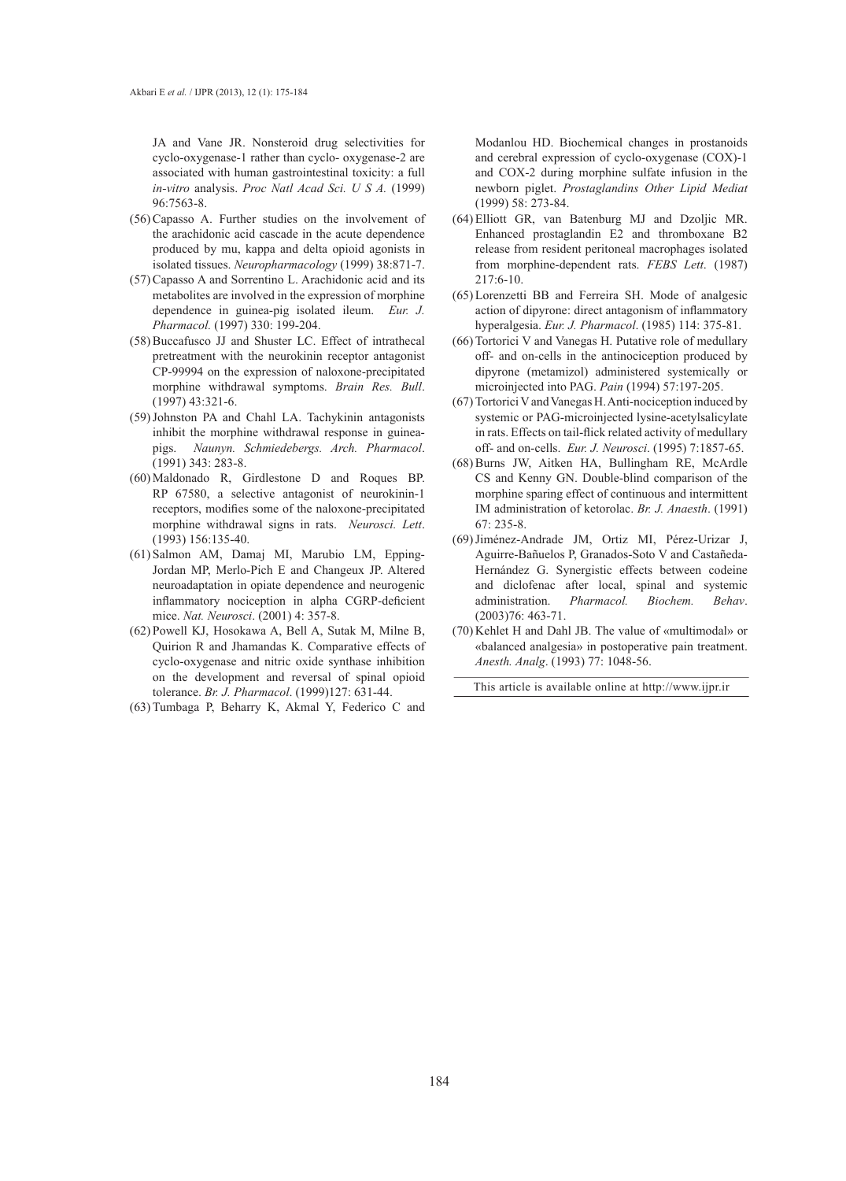JA and Vane JR. Nonsteroid drug selectivities for cyclo-oxygenase-1 rather than cyclo- oxygenase-2 are associated with human gastrointestinal toxicity: a full *in-vitro* analysis. *Proc Natl Acad Sci. U S A.* (1999) 96:7563-8.

(56) Capasso A. Further studies on the involvement of the arachidonic acid cascade in the acute dependence produced by mu, kappa and delta opioid agonists in isolated tissues. *Neuropharmacology* (1999) 38:871-7.

(57) Capasso A and Sorrentino L. Arachidonic acid and its metabolites are involved in the expression of morphine dependence in guinea-pig isolated ileum. *Eur. J. Pharmacol.* (1997) 330: 199-204.

(58) Buccafusco JJ and Shuster LC. Effect of intrathecal pretreatment with the neurokinin receptor antagonist CP-99994 on the expression of naloxone-precipitated morphine withdrawal symptoms. *Brain Res. Bull*. (1997) 43:321-6.

(59) Johnston PA and Chahl LA. Tachykinin antagonists inhibit the morphine withdrawal response in guinea-pigs. *Naunyn. Schmiedebergs. Arch. Pharmacol*. (1991) 343: 283-8.

(60) Maldonado R, Girdlestone D and Roques BP. RP 67580, a selective antagonist of neurokinin-1 receptors, modifies some of the naloxone-precipitated morphine withdrawal signs in rats. *Neurosci. Lett*. (1993) 156:135-40.

(61) Salmon AM, Damaj MI, Marubio LM, Epping-Jordan MP, Merlo-Pich E and Changeux JP. Altered neuroadaptation in opiate dependence and neurogenic inflammatory nociception in alpha CGRP-deficient mice. *Nat. Neurosci*. (2001) 4: 357-8.

(62) Powell KJ, Hosokawa A, Bell A, Sutak M, Milne B, Quirion R and Jhamandas K. Comparative effects of cyclo-oxygenase and nitric oxide synthase inhibition on the development and reversal of spinal opioid tolerance. *Br. J. Pharmacol*. (1999)127: 631-44.

(63) Tumbaga P, Beharry K, Akmal Y, Federico C and Modanlou HD. Biochemical changes in prostanoids and cerebral expression of cyclo-oxygenase (COX)-1 and COX-2 during morphine sulfate infusion in the newborn piglet. *Prostaglandins Other Lipid Mediat* (1999) 58: 273-84.

(64) Elliott GR, van Batenburg MJ and Dzoljic MR. Enhanced prostaglandin E2 and thromboxane B2 release from resident peritoneal macrophages isolated from morphine-dependent rats. *FEBS Lett*. (1987) 217:6-10.

(65) Lorenzetti BB and Ferreira SH. Mode of analgesic action of dipyrone: direct antagonism of inflammatory hyperalgesia. *Eur. J. Pharmacol*. (1985) 114: 375-81.

(66) Tortorici V and Vanegas H. Putative role of medullary off- and on-cells in the antinociception produced by dipyrone (metamizol) administered systemically or microinjected into PAG. *Pain* (1994) 57:197-205.

(67) Tortorici V and Vanegas H. Anti-nociception induced by systemic or PAG-microinjected lysine-acetylsalicylate in rats. Effects on tail-flick related activity of medullary off- and on-cells. *Eur. J. Neurosci*. (1995) 7:1857-65.

(68) Burns JW, Aitken HA, Bullingham RE, McArdle CS and Kenny GN. Double-blind comparison of the morphine sparing effect of continuous and intermittent IM administration of ketorolac. *Br. J. Anaesth*. (1991) 67: 235-8.

(69) Jiménez-Andrade JM, Ortiz MI, Pérez-Urizar J, Aguirre-Bañuelos P, Granados-Soto V and Castañeda-Hernández G. Synergistic effects between codeine and diclofenac after local, spinal and systemic administration. *Pharmacol. Biochem. Behav*. (2003)76: 463-71.

(70) Kehlet H and Dahl JB. The value of «multimodal» or «balanced analgesia» in postoperative pain treatment. *Anesth. Analg*. (1993) 77: 1048-56.

This article is available online at http://www.ijpr.ir